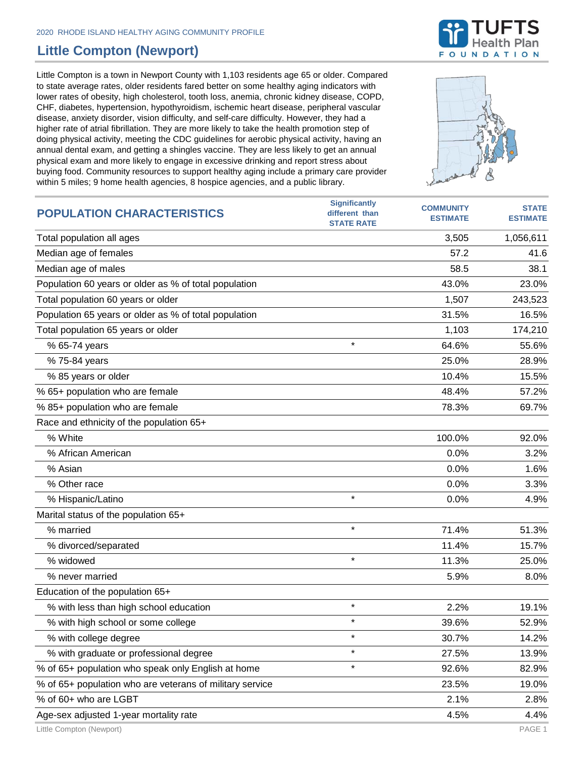2020 RHODE ISLAND HEALTHY AGING COMMUNITY PROFILE

# Little Compton (Newport)

Little Compton is a town in Newport County with 1,103 residents age 65 or older. Compared to state average rates, older residents fared better on some healthy aging indicators with lower rates of obesity, high cholesterol, tooth loss, anemia, chronic kidney disease, COPD, CHF, diabetes, hypertension, hypothyroidism, ischemic heart disease, peripheral vascular disease, anxiety disorder, vision difficulty, and self-care difficulty. However, they had a higher rate of atrial fibrillation. They are more likely to take the health promotion step of doing physical activity, meeting the CDC guidelines for aerobic physical activity, having an annual dental exam, and getting a shingles vaccine. They are less likely to get an annual physical exam and more likely to engage in excessive drinking and report stress about buying food. Community resources to support healthy aging include a primary care provider within 5 miles; 9 home health agencies, 8 hospice agencies, and a public library.

| POPULATION CHARACTERISTICS | Significantly different than STATE RATE | COMMUNITY ESTIMATE | STATE ESTIMATE |
|---|---|---|---|
| Total population all ages | | 3,505 | 1,056,611 |
| Median age of females | | 57.2 | 41.6 |
| Median age of males | | 58.5 | 38.1 |
| Population 60 years or older as % of total population | | 43.0% | 23.0% |
| Total population 60 years or older | | 1,507 | 243,523 |
| Population 65 years or older as % of total population | | 31.5% | 16.5% |
| Total population 65 years or older | | 1,103 | 174,210 |
| % 65-74 years | * | 64.6% | 55.6% |
| % 75-84 years | | 25.0% | 28.9% |
| % 85 years or older | | 10.4% | 15.5% |
| % 65+ population who are female | | 48.4% | 57.2% |
| % 85+ population who are female | | 78.3% | 69.7% |
| Race and ethnicity of the population 65+ | | | |
| % White | | 100.0% | 92.0% |
| % African American | | 0.0% | 3.2% |
| % Asian | | 0.0% | 1.6% |
| % Other race | | 0.0% | 3.3% |
| % Hispanic/Latino | * | 0.0% | 4.9% |
| Marital status of the population 65+ | | | |
| % married | * | 71.4% | 51.3% |
| % divorced/separated | | 11.4% | 15.7% |
| % widowed | * | 11.3% | 25.0% |
| % never married | | 5.9% | 8.0% |
| Education of the population 65+ | | | |
| % with less than high school education | * | 2.2% | 19.1% |
| % with high school or some college | * | 39.6% | 52.9% |
| % with college degree | * | 30.7% | 14.2% |
| % with graduate or professional degree | * | 27.5% | 13.9% |
| % of 65+ population who speak only English at home | * | 92.6% | 82.9% |
| % of 65+ population who are veterans of military service | | 23.5% | 19.0% |
| % of 60+ who are LGBT | | 2.1% | 2.8% |
| Age-sex adjusted 1-year mortality rate | | 4.5% | 4.4% |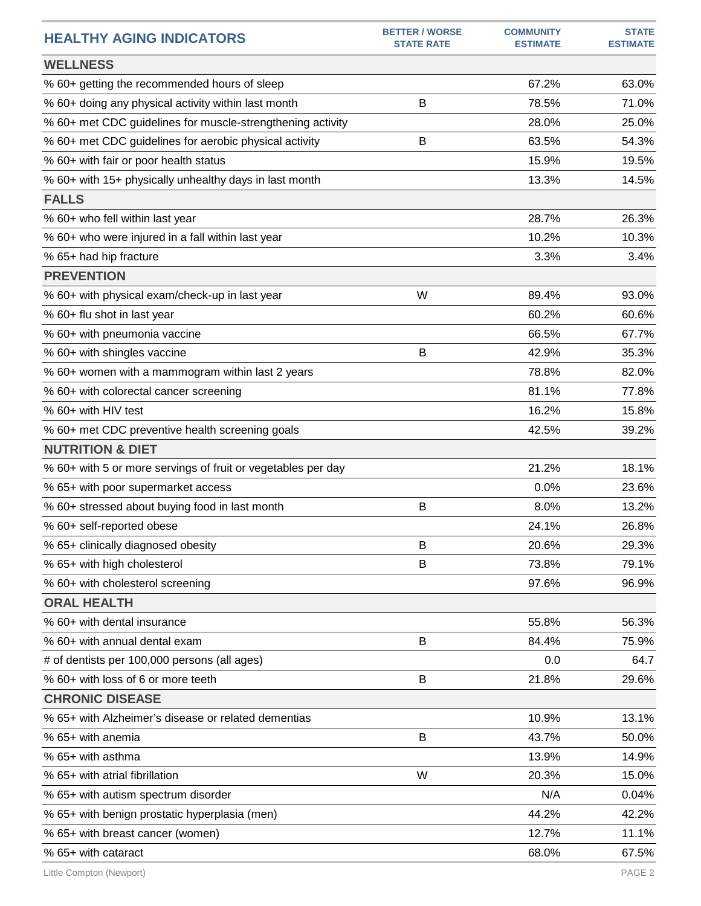| HEALTHY AGING INDICATORS | BETTER / WORSE STATE RATE | COMMUNITY ESTIMATE | STATE ESTIMATE |
|---|---|---|---|
| **WELLNESS** | | | |
| % 60+ getting the recommended hours of sleep | | 67.2% | 63.0% |
| % 60+ doing any physical activity within last month | B | 78.5% | 71.0% |
| % 60+ met CDC guidelines for muscle-strengthening activity | | 28.0% | 25.0% |
| % 60+ met CDC guidelines for aerobic physical activity | B | 63.5% | 54.3% |
| % 60+ with fair or poor health status | | 15.9% | 19.5% |
| % 60+ with 15+ physically unhealthy days in last month | | 13.3% | 14.5% |
| **FALLS** | | | |
| % 60+ who fell within last year | | 28.7% | 26.3% |
| % 60+ who were injured in a fall within last year | | 10.2% | 10.3% |
| % 65+ had hip fracture | | 3.3% | 3.4% |
| **PREVENTION** | | | |
| % 60+ with physical exam/check-up in last year | W | 89.4% | 93.0% |
| % 60+ flu shot in last year | | 60.2% | 60.6% |
| % 60+ with pneumonia vaccine | | 66.5% | 67.7% |
| % 60+ with shingles vaccine | B | 42.9% | 35.3% |
| % 60+ women with a mammogram within last 2 years | | 78.8% | 82.0% |
| % 60+ with colorectal cancer screening | | 81.1% | 77.8% |
| % 60+ with HIV test | | 16.2% | 15.8% |
| % 60+ met CDC preventive health screening goals | | 42.5% | 39.2% |
| **NUTRITION & DIET** | | | |
| % 60+ with 5 or more servings of fruit or vegetables per day | | 21.2% | 18.1% |
| % 65+ with poor supermarket access | | 0.0% | 23.6% |
| % 60+ stressed about buying food in last month | B | 8.0% | 13.2% |
| % 60+ self-reported obese | | 24.1% | 26.8% |
| % 65+ clinically diagnosed obesity | B | 20.6% | 29.3% |
| % 65+ with high cholesterol | B | 73.8% | 79.1% |
| % 60+ with cholesterol screening | | 97.6% | 96.9% |
| **ORAL HEALTH** | | | |
| % 60+ with dental insurance | | 55.8% | 56.3% |
| % 60+ with annual dental exam | B | 84.4% | 75.9% |
| # of dentists per 100,000 persons (all ages) | | 0.0 | 64.7 |
| % 60+ with loss of 6 or more teeth | B | 21.8% | 29.6% |
| **CHRONIC DISEASE** | | | |
| % 65+ with Alzheimer's disease or related dementias | | 10.9% | 13.1% |
| % 65+ with anemia | B | 43.7% | 50.0% |
| % 65+ with asthma | | 13.9% | 14.9% |
| % 65+ with atrial fibrillation | W | 20.3% | 15.0% |
| % 65+ with autism spectrum disorder | | N/A | 0.04% |
| % 65+ with benign prostatic hyperplasia (men) | | 44.2% | 42.2% |
| % 65+ with breast cancer (women) | | 12.7% | 11.1% |
| % 65+ with cataract | | 68.0% | 67.5% |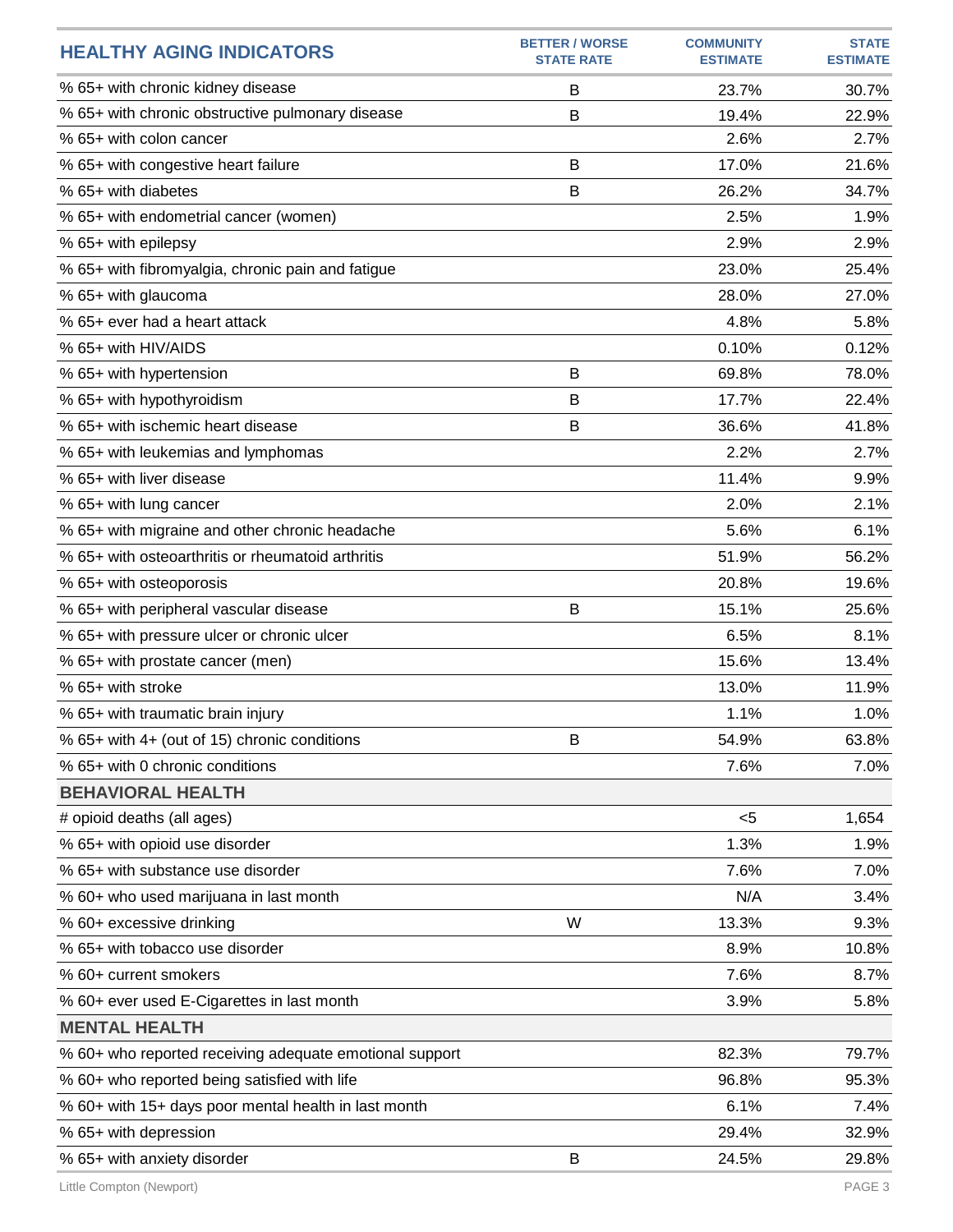| HEALTHY AGING INDICATORS | BETTER / WORSE STATE RATE | COMMUNITY ESTIMATE | STATE ESTIMATE |
|---|---|---|---|
| % 65+ with chronic kidney disease | B | 23.7% | 30.7% |
| % 65+ with chronic obstructive pulmonary disease | B | 19.4% | 22.9% |
| % 65+ with colon cancer | | 2.6% | 2.7% |
| % 65+ with congestive heart failure | B | 17.0% | 21.6% |
| % 65+ with diabetes | B | 26.2% | 34.7% |
| % 65+ with endometrial cancer (women) | | 2.5% | 1.9% |
| % 65+ with epilepsy | | 2.9% | 2.9% |
| % 65+ with fibromyalgia, chronic pain and fatigue | | 23.0% | 25.4% |
| % 65+ with glaucoma | | 28.0% | 27.0% |
| % 65+ ever had a heart attack | | 4.8% | 5.8% |
| % 65+ with HIV/AIDS | | 0.10% | 0.12% |
| % 65+ with hypertension | B | 69.8% | 78.0% |
| % 65+ with hypothyroidism | B | 17.7% | 22.4% |
| % 65+ with ischemic heart disease | B | 36.6% | 41.8% |
| % 65+ with leukemias and lymphomas | | 2.2% | 2.7% |
| % 65+ with liver disease | | 11.4% | 9.9% |
| % 65+ with lung cancer | | 2.0% | 2.1% |
| % 65+ with migraine and other chronic headache | | 5.6% | 6.1% |
| % 65+ with osteoarthritis or rheumatoid arthritis | | 51.9% | 56.2% |
| % 65+ with osteoporosis | | 20.8% | 19.6% |
| % 65+ with peripheral vascular disease | B | 15.1% | 25.6% |
| % 65+ with pressure ulcer or chronic ulcer | | 6.5% | 8.1% |
| % 65+ with prostate cancer (men) | | 15.6% | 13.4% |
| % 65+ with stroke | | 13.0% | 11.9% |
| % 65+ with traumatic brain injury | | 1.1% | 1.0% |
| % 65+ with 4+ (out of 15) chronic conditions | B | 54.9% | 63.8% |
| % 65+ with 0 chronic conditions | | 7.6% | 7.0% |
| **BEHAVIORAL HEALTH** | | | |
| # opioid deaths (all ages) | | <5 | 1,654 |
| % 65+ with opioid use disorder | | 1.3% | 1.9% |
| % 65+ with substance use disorder | | 7.6% | 7.0% |
| % 60+ who used marijuana in last month | | N/A | 3.4% |
| % 60+ excessive drinking | W | 13.3% | 9.3% |
| % 65+ with tobacco use disorder | | 8.9% | 10.8% |
| % 60+ current smokers | | 7.6% | 8.7% |
| % 60+ ever used E-Cigarettes in last month | | 3.9% | 5.8% |
| **MENTAL HEALTH** | | | |
| % 60+ who reported receiving adequate emotional support | | 82.3% | 79.7% |
| % 60+ who reported being satisfied with life | | 96.8% | 95.3% |
| % 60+ with 15+ days poor mental health in last month | | 6.1% | 7.4% |
| % 65+ with depression | | 29.4% | 32.9% |
| % 65+ with anxiety disorder | B | 24.5% | 29.8% |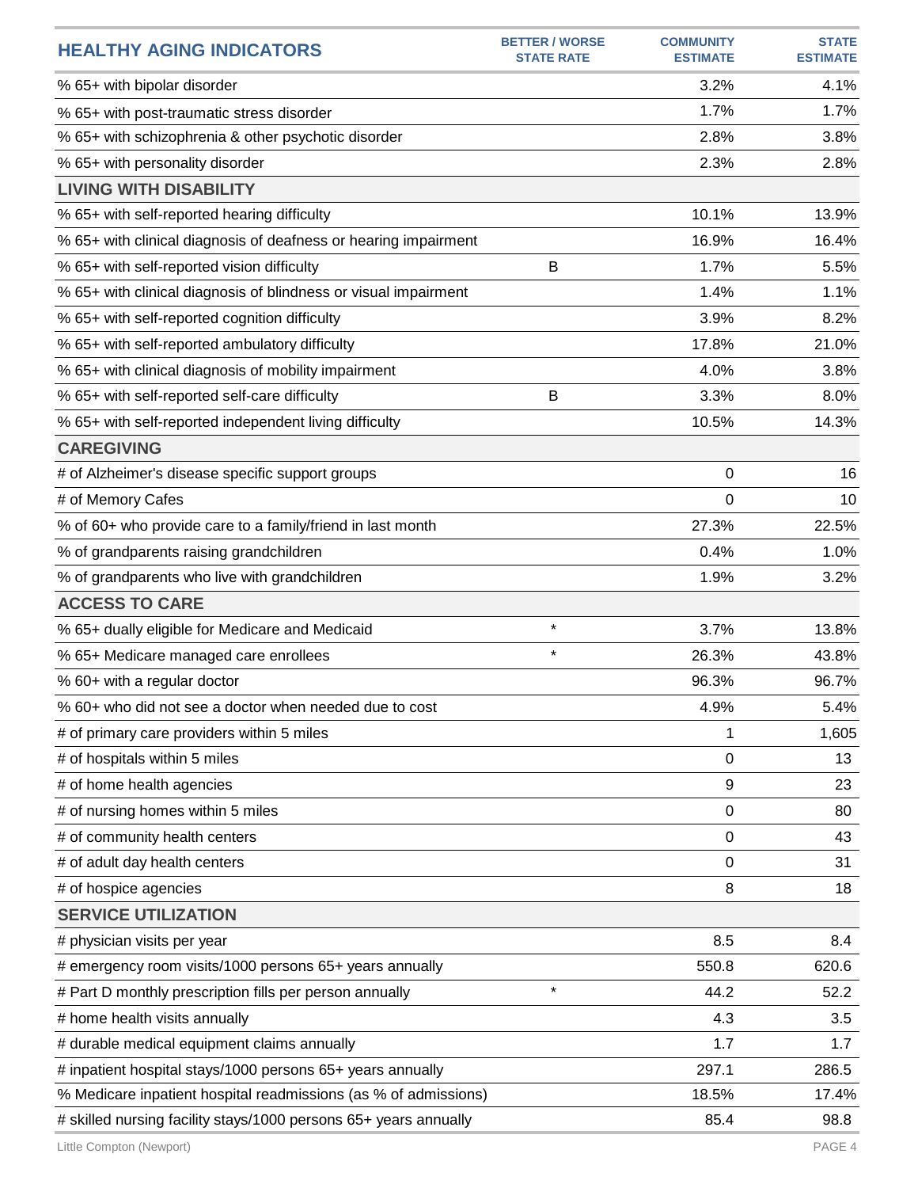| HEALTHY AGING INDICATORS | BETTER / WORSE STATE RATE | COMMUNITY ESTIMATE | STATE ESTIMATE |
|---|---|---|---|
| % 65+ with bipolar disorder | | 3.2% | 4.1% |
| % 65+ with post-traumatic stress disorder | | 1.7% | 1.7% |
| % 65+ with schizophrenia & other psychotic disorder | | 2.8% | 3.8% |
| % 65+ with personality disorder | | 2.3% | 2.8% |
| **LIVING WITH DISABILITY** | | | |
| % 65+ with self-reported hearing difficulty | | 10.1% | 13.9% |
| % 65+ with clinical diagnosis of deafness or hearing impairment | | 16.9% | 16.4% |
| % 65+ with self-reported vision difficulty | B | 1.7% | 5.5% |
| % 65+ with clinical diagnosis of blindness or visual impairment | | 1.4% | 1.1% |
| % 65+ with self-reported cognition difficulty | | 3.9% | 8.2% |
| % 65+ with self-reported ambulatory difficulty | | 17.8% | 21.0% |
| % 65+ with clinical diagnosis of mobility impairment | | 4.0% | 3.8% |
| % 65+ with self-reported self-care difficulty | B | 3.3% | 8.0% |
| % 65+ with self-reported independent living difficulty | | 10.5% | 14.3% |
| **CAREGIVING** | | | |
| # of Alzheimer's disease specific support groups | | 0 | 16 |
| # of Memory Cafes | | 0 | 10 |
| % of 60+ who provide care to a family/friend in last month | | 27.3% | 22.5% |
| % of grandparents raising grandchildren | | 0.4% | 1.0% |
| % of grandparents who live with grandchildren | | 1.9% | 3.2% |
| **ACCESS TO CARE** | | | |
| % 65+ dually eligible for Medicare and Medicaid | * | 3.7% | 13.8% |
| % 65+ Medicare managed care enrollees | * | 26.3% | 43.8% |
| % 60+ with a regular doctor | | 96.3% | 96.7% |
| % 60+ who did not see a doctor when needed due to cost | | 4.9% | 5.4% |
| # of primary care providers within 5 miles | | 1 | 1,605 |
| # of hospitals within 5 miles | | 0 | 13 |
| # of home health agencies | | 9 | 23 |
| # of nursing homes within 5 miles | | 0 | 80 |
| # of community health centers | | 0 | 43 |
| # of adult day health centers | | 0 | 31 |
| # of hospice agencies | | 8 | 18 |
| **SERVICE UTILIZATION** | | | |
| # physician visits per year | | 8.5 | 8.4 |
| # emergency room visits/1000 persons 65+ years annually | | 550.8 | 620.6 |
| # Part D monthly prescription fills per person annually | * | 44.2 | 52.2 |
| # home health visits annually | | 4.3 | 3.5 |
| # durable medical equipment claims annually | | 1.7 | 1.7 |
| # inpatient hospital stays/1000 persons 65+ years annually | | 297.1 | 286.5 |
| % Medicare inpatient hospital readmissions (as % of admissions) | | 18.5% | 17.4% |
| # skilled nursing facility stays/1000 persons 65+ years annually | | 85.4 | 98.8 |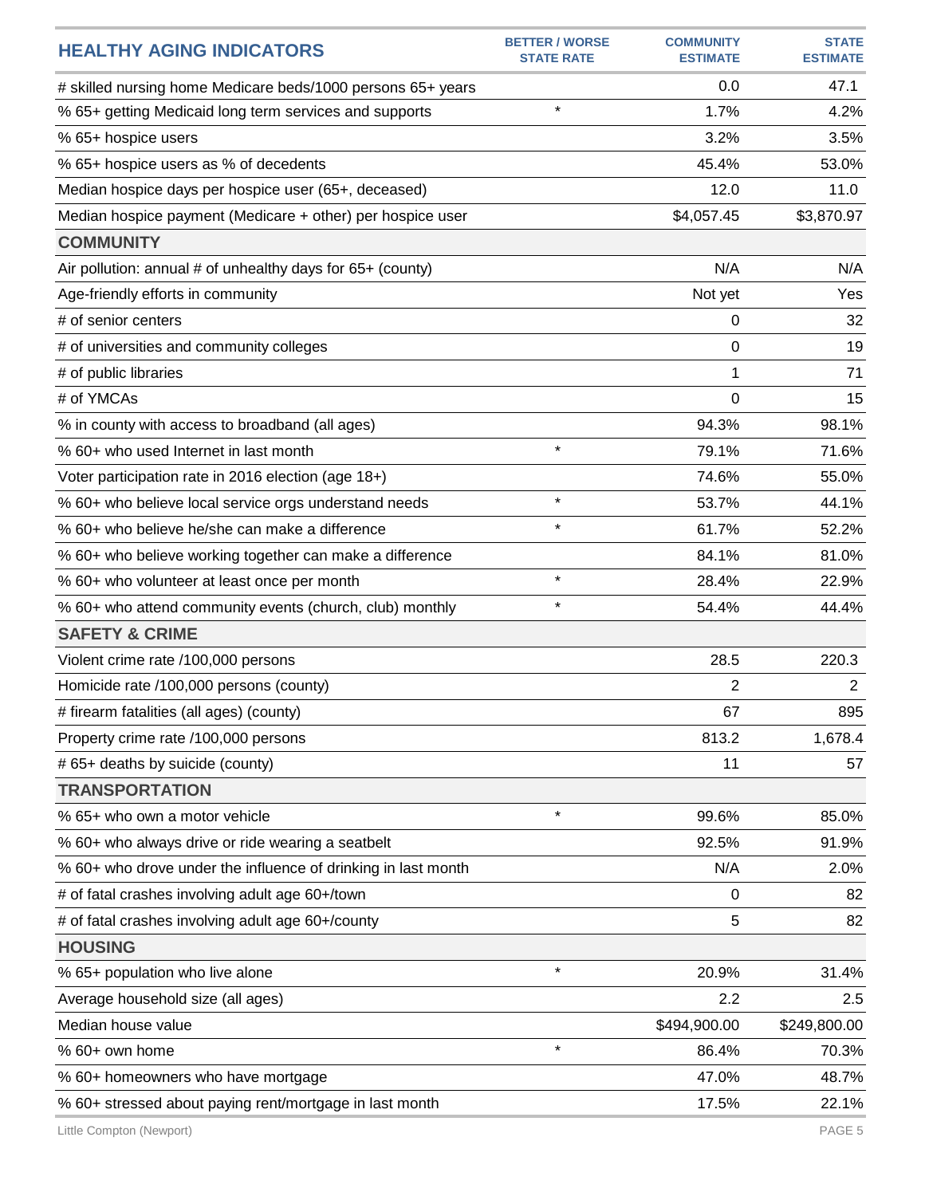| HEALTHY AGING INDICATORS | BETTER / WORSE STATE RATE | COMMUNITY ESTIMATE | STATE ESTIMATE |
|---|---|---|---|
| # skilled nursing home Medicare beds/1000 persons 65+ years | | 0.0 | 47.1 |
| % 65+ getting Medicaid long term services and supports | * | 1.7% | 4.2% |
| % 65+ hospice users | | 3.2% | 3.5% |
| % 65+ hospice users as % of decedents | | 45.4% | 53.0% |
| Median hospice days per hospice user (65+, deceased) | | 12.0 | 11.0 |
| Median hospice payment (Medicare + other) per hospice user | | $4,057.45 | $3,870.97 |
| **COMMUNITY** | | | |
| Air pollution: annual # of unhealthy days for 65+ (county) | | N/A | N/A |
| Age-friendly efforts in community | | Not yet | Yes |
| # of senior centers | | 0 | 32 |
| # of universities and community colleges | | 0 | 19 |
| # of public libraries | | 1 | 71 |
| # of YMCAs | | 0 | 15 |
| % in county with access to broadband (all ages) | | 94.3% | 98.1% |
| % 60+ who used Internet in last month | * | 79.1% | 71.6% |
| Voter participation rate in 2016 election (age 18+) | | 74.6% | 55.0% |
| % 60+ who believe local service orgs understand needs | * | 53.7% | 44.1% |
| % 60+ who believe he/she can make a difference | * | 61.7% | 52.2% |
| % 60+ who believe working together can make a difference | | 84.1% | 81.0% |
| % 60+ who volunteer at least once per month | * | 28.4% | 22.9% |
| % 60+ who attend community events (church, club) monthly | * | 54.4% | 44.4% |
| **SAFETY & CRIME** | | | |
| Violent crime rate /100,000 persons | | 28.5 | 220.3 |
| Homicide rate /100,000 persons (county) | | 2 | 2 |
| # firearm fatalities (all ages) (county) | | 67 | 895 |
| Property crime rate /100,000 persons | | 813.2 | 1,678.4 |
| # 65+ deaths by suicide (county) | | 11 | 57 |
| **TRANSPORTATION** | | | |
| % 65+ who own a motor vehicle | * | 99.6% | 85.0% |
| % 60+ who always drive or ride wearing a seatbelt | | 92.5% | 91.9% |
| % 60+ who drove under the influence of drinking in last month | | N/A | 2.0% |
| # of fatal crashes involving adult age 60+/town | | 0 | 82 |
| # of fatal crashes involving adult age 60+/county | | 5 | 82 |
| **HOUSING** | | | |
| % 65+ population who live alone | * | 20.9% | 31.4% |
| Average household size (all ages) | | 2.2 | 2.5 |
| Median house value | | $494,900.00 | $249,800.00 |
| % 60+ own home | * | 86.4% | 70.3% |
| % 60+ homeowners who have mortgage | | 47.0% | 48.7% |
| % 60+ stressed about paying rent/mortgage in last month | | 17.5% | 22.1% |

Little Compton (Newport)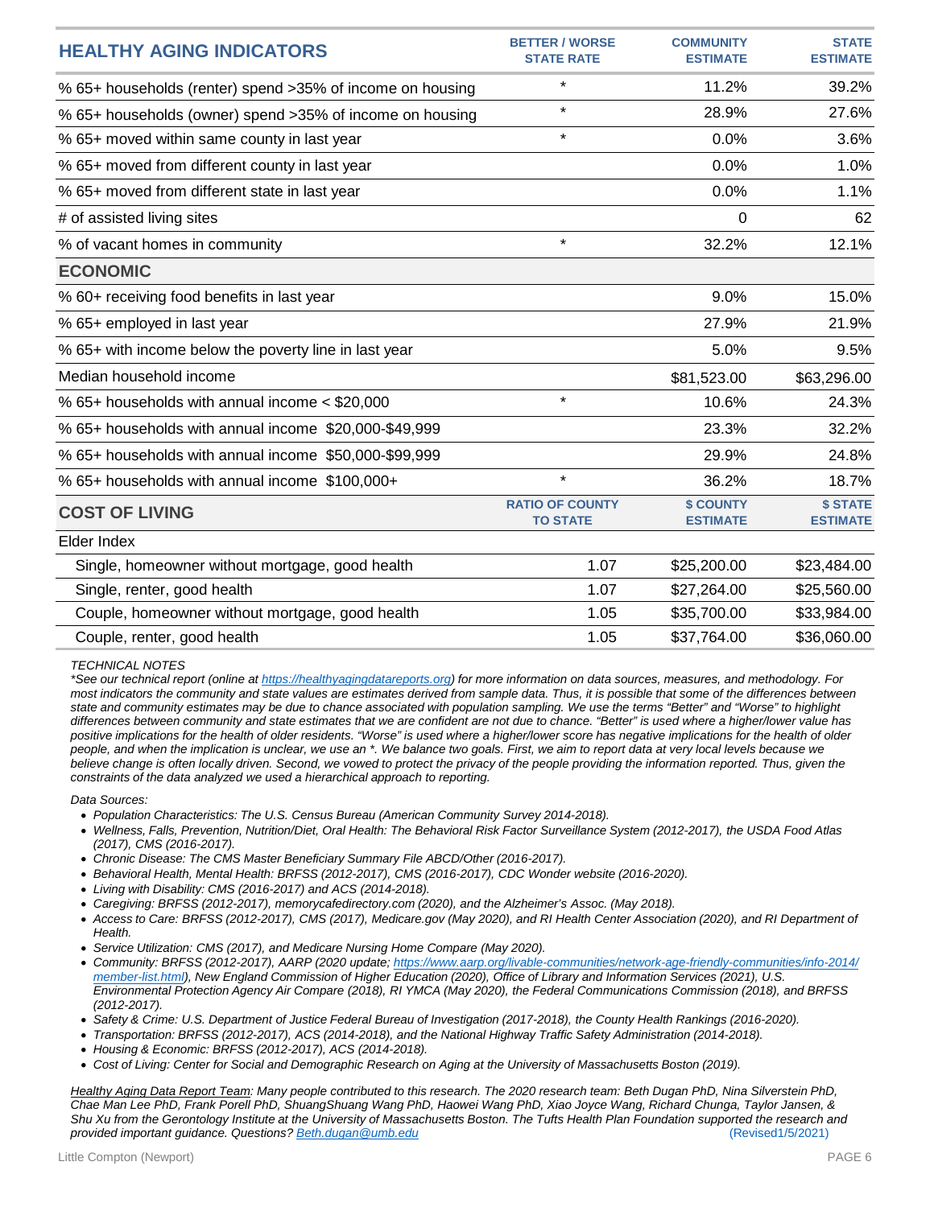| HEALTHY AGING INDICATORS | BETTER / WORSE STATE RATE | COMMUNITY ESTIMATE | STATE ESTIMATE |
|---|---|---|---|
| % 65+ households (renter) spend >35% of income on housing | * | 11.2% | 39.2% |
| % 65+ households (owner) spend >35% of income on housing | * | 28.9% | 27.6% |
| % 65+ moved within same county in last year | * | 0.0% | 3.6% |
| % 65+ moved from different county in last year | | 0.0% | 1.0% |
| % 65+ moved from different state in last year | | 0.0% | 1.1% |
| # of assisted living sites | | 0 | 62 |
| % of vacant homes in community | * | 32.2% | 12.1% |
| **ECONOMIC** | | | |
| % 60+ receiving food benefits in last year | | 9.0% | 15.0% |
| % 65+ employed in last year | | 27.9% | 21.9% |
| % 65+ with income below the poverty line in last year | | 5.0% | 9.5% |
| Median household income | | $81,523.00 | $63,296.00 |
| % 65+ households with annual income < $20,000 | * | 10.6% | 24.3% |
| % 65+ households with annual income $20,000-$49,999 | | 23.3% | 32.2% |
| % 65+ households with annual income $50,000-$99,999 | | 29.9% | 24.8% |
| % 65+ households with annual income $100,000+ | * | 36.2% | 18.7% |

| COST OF LIVING | RATIO OF COUNTY TO STATE | $ COUNTY ESTIMATE | $ STATE ESTIMATE |
|---|---|---|---|
| Elder Index | | | |
| Single, homeowner without mortgage, good health | 1.07 | $25,200.00 | $23,484.00 |
| Single, renter, good health | 1.07 | $27,264.00 | $25,560.00 |
| Couple, homeowner without mortgage, good health | 1.05 | $35,700.00 | $33,984.00 |
| Couple, renter, good health | 1.05 | $37,764.00 | $36,060.00 |

*TECHNICAL NOTES*

*\*See our technical report (online at https://healthyagingdatareports.org) for more information on data sources, measures, and methodology. For most indicators the community and state values are estimates derived from sample data. Thus, it is possible that some of the differences between state and community estimates may be due to chance associated with population sampling. We use the terms "Better" and "Worse" to highlight differences between community and state estimates that we are confident are not due to chance. "Better" is used where a higher/lower value has positive implications for the health of older residents. "Worse" is used where a higher/lower score has negative implications for the health of older people, and when the implication is unclear, we use an \*. We balance two goals. First, we aim to report data at very local levels because we believe change is often locally driven. Second, we vowed to protect the privacy of the people providing the information reported. Thus, given the constraints of the data analyzed we used a hierarchical approach to reporting.*

*Data Sources:*

- *Population Characteristics: The U.S. Census Bureau (American Community Survey 2014-2018).*
- *Wellness, Falls, Prevention, Nutrition/Diet, Oral Health: The Behavioral Risk Factor Surveillance System (2012-2017), the USDA Food Atlas (2017), CMS (2016-2017).*
- *Chronic Disease: The CMS Master Beneficiary Summary File ABCD/Other (2016-2017).*
- *Behavioral Health, Mental Health: BRFSS (2012-2017), CMS (2016-2017), CDC Wonder website (2016-2020).*
- *Living with Disability: CMS (2016-2017) and ACS (2014-2018).*
- *Caregiving: BRFSS (2012-2017), memorycafedirectory.com (2020), and the Alzheimer's Assoc. (May 2018).*
- *Access to Care: BRFSS (2012-2017), CMS (2017), Medicare.gov (May 2020), and RI Health Center Association (2020), and RI Department of Health.*
- *Service Utilization: CMS (2017), and Medicare Nursing Home Compare (May 2020).*
- *Community: BRFSS (2012-2017), AARP (2020 update; https://www.aarp.org/livable-communities/network-age-friendly-communities/info-2014/member-list.html), New England Commission of Higher Education (2020), Office of Library and Information Services (2021), U.S. Environmental Protection Agency Air Compare (2018), RI YMCA (May 2020), the Federal Communications Commission (2018), and BRFSS (2012-2017).*
- *Safety & Crime: U.S. Department of Justice Federal Bureau of Investigation (2017-2018), the County Health Rankings (2016-2020).*
- *Transportation: BRFSS (2012-2017), ACS (2014-2018), and the National Highway Traffic Safety Administration (2014-2018).*
- *Housing & Economic: BRFSS (2012-2017), ACS (2014-2018).*
- *Cost of Living: Center for Social and Demographic Research on Aging at the University of Massachusetts Boston (2019).*

*Healthy Aging Data Report Team: Many people contributed to this research. The 2020 research team: Beth Dugan PhD, Nina Silverstein PhD, Chae Man Lee PhD, Frank Porell PhD, ShuangShuang Wang PhD, Haowei Wang PhD, Xiao Joyce Wang, Richard Chunga, Taylor Jansen, & Shu Xu from the Gerontology Institute at the University of Massachusetts Boston. The Tufts Health Plan Foundation supported the research and provided important guidance. Questions? Beth.dugan@umb.edu* (Revised1/5/2021)